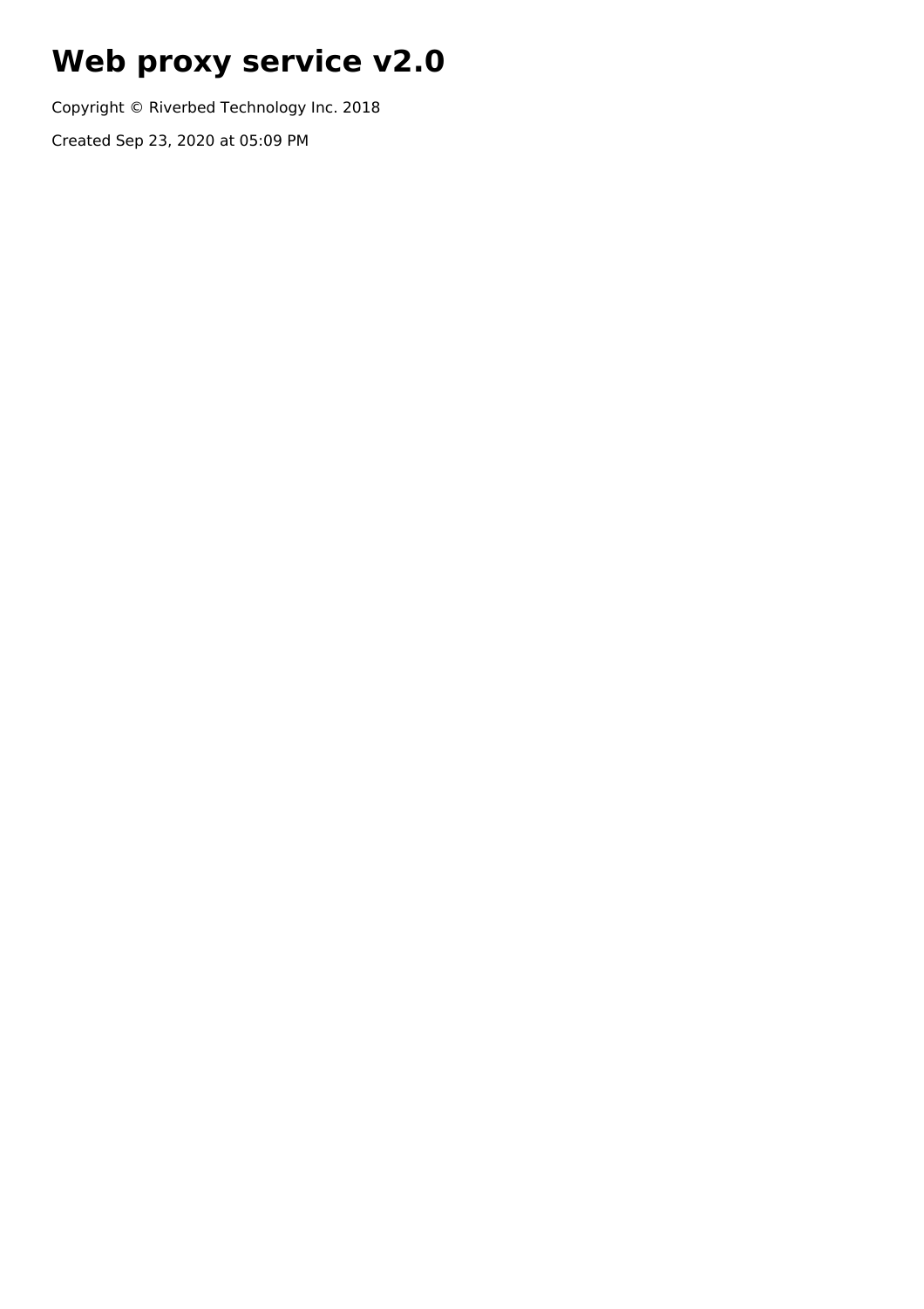# Web proxy service v2.0

Copyright © Riverbed Technology Inc. 2018

Created Sep 23, 2020 at 05:09 PM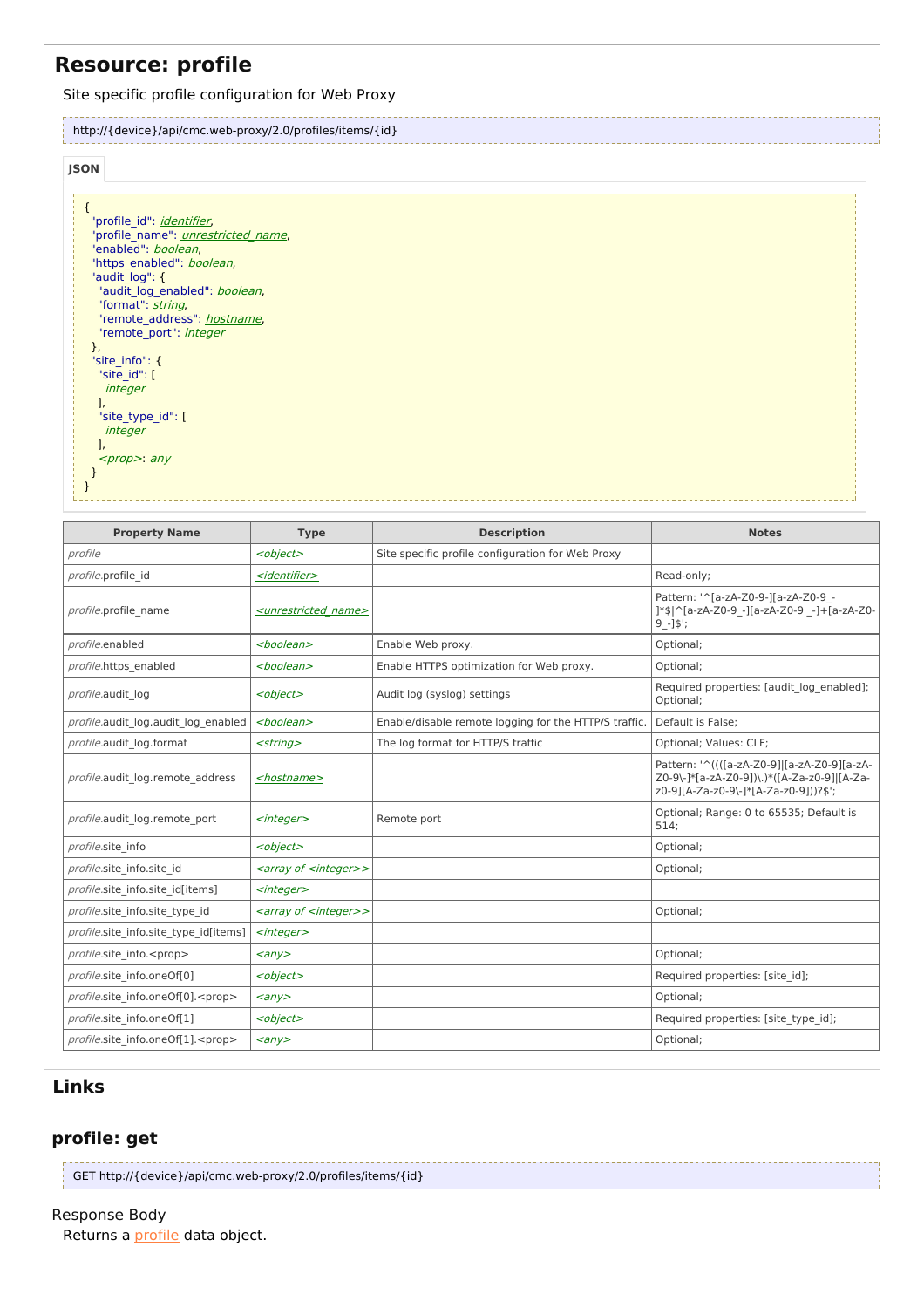# Resource: profile

Site specific profile configuration for Web Proxy

```
http://{device}/api/cmc.web-proxy/2.0/profiles/items/{id}
```

**JSON**

```
{
  "profile_id": identifier,
  "profile_name": unrestricted_name,
  "enabled": boolean,
  "https_enabled": boolean,
  "audit_log": {
    "audit_log_enabled": boolean,
    "format": string,
    "remote_address": hostname,
    "remote_port": integer
  },
  "site_info": {
    "site_id": [
      integer
    ],
    "site_type_id": [
      integer
    ],
    <prop>: any
  }
}
```

| Property Name | Type | Description | Notes |
|---|---|---|---|
| *profile* | *<object>* | Site specific profile configuration for Web Proxy | |
| *profile*.profile_id | *<identifier>* | | Read-only; |
| *profile*.profile_name | *<unrestricted_name>* | | Pattern: '^[a-zA-Z0-9-][a-zA-Z0-9_-]*$\|^[a-zA-Z0-9_-][a-zA-Z0-9 _-]+[a-zA-Z0-9_-]$'; |
| *profile*.enabled | *<boolean>* | Enable Web proxy. | Optional; |
| *profile*.https_enabled | *<boolean>* | Enable HTTPS optimization for Web proxy. | Optional; |
| *profile*.audit_log | *<object>* | Audit log (syslog) settings | Required properties: [audit_log_enabled]; Optional; |
| *profile*.audit_log.audit_log_enabled | *<boolean>* | Enable/disable remote logging for the HTTP/S traffic. | Default is False; |
| *profile*.audit_log.format | *<string>* | The log format for HTTP/S traffic | Optional; Values: CLF; |
| *profile*.audit_log.remote_address | *<hostname>* | | Pattern: '^((([a-zA-Z0-9]\|[a-zA-Z0-9][a-zA-Z0-9\-]*[a-zA-Z0-9])\.)*([A-Za-z0-9]\|[A-Za-z0-9][A-Za-z0-9\-]*[A-Za-z0-9]))?$'; |
| *profile*.audit_log.remote_port | *<integer>* | Remote port | Optional; Range: 0 to 65535; Default is 514; |
| *profile*.site_info | *<object>* | | Optional; |
| *profile*.site_info.site_id | *<array of <integer>>* | | Optional; |
| *profile*.site_info.site_id[items] | *<integer>* | | |
| *profile*.site_info.site_type_id | *<array of <integer>>* | | Optional; |
| *profile*.site_info.site_type_id[items] | *<integer>* | | |
| *profile*.site_info.<prop> | *<any>* | | Optional; |
| *profile*.site_info.oneOf[0] | *<object>* | | Required properties: [site_id]; |
| *profile*.site_info.oneOf[0].<prop> | *<any>* | | Optional; |
| *profile*.site_info.oneOf[1] | *<object>* | | Required properties: [site_type_id]; |
| *profile*.site_info.oneOf[1].<prop> | *<any>* | | Optional; |

## Links

## profile: get

```
GET http://{device}/api/cmc.web-proxy/2.0/profiles/items/{id}
```

Response Body

Returns a profile data object.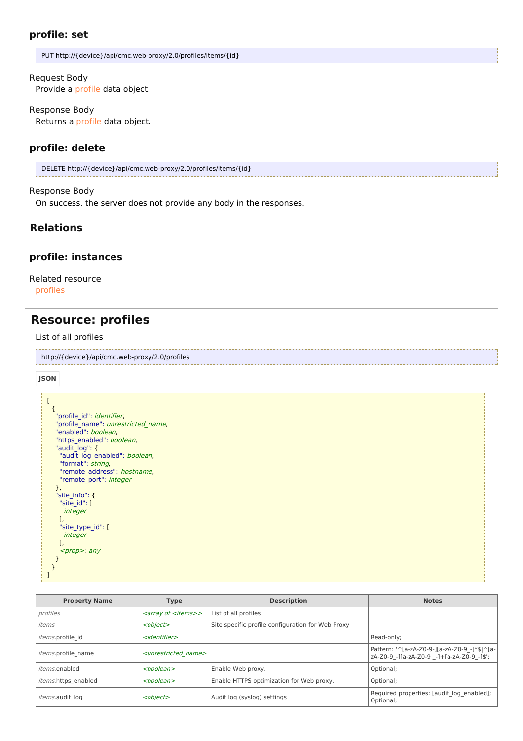### profile: set

```
PUT http://{device}/api/cmc.web-proxy/2.0/profiles/items/{id}
```

Request Body

Provide a profile data object.

Response Body

Returns a profile data object.

### profile: delete

```
DELETE http://{device}/api/cmc.web-proxy/2.0/profiles/items/{id}
```

Response Body

On success, the server does not provide any body in the responses.

## Relations

### profile: instances

Related resource

profiles

# Resource: profiles

List of all profiles

```
http://{device}/api/cmc.web-proxy/2.0/profiles
```

**JSON**

```
[
  {
    "profile_id": identifier,
    "profile_name": unrestricted_name,
    "enabled": boolean,
    "https_enabled": boolean,
    "audit_log": {
      "audit_log_enabled": boolean,
      "format": string,
      "remote_address": hostname,
      "remote_port": integer
    },
    "site_info": {
      "site_id": [
        integer
      ],
      "site_type_id": [
        integer
      ],
      <prop>: any
    }
  }
]
```

| Property Name | Type | Description | Notes |
|---|---|---|---|
| *profiles* | *<array of <items>>* | List of all profiles | |
| *items* | *<object>* | Site specific profile configuration for Web Proxy | |
| *items*.profile_id | *<identifier>* | | Read-only; |
| *items*.profile_name | *<unrestricted_name>* | | Pattern: '^[a-zA-Z0-9-][a-zA-Z0-9_-]*$\|^[a-zA-Z0-9_-][a-zA-Z0-9 _-]+[a-zA-Z0-9_-]$'; |
| *items*.enabled | *<boolean>* | Enable Web proxy. | Optional; |
| *items*.https_enabled | *<boolean>* | Enable HTTPS optimization for Web proxy. | Optional; |
| *items*.audit_log | *<object>* | Audit log (syslog) settings | Required properties: [audit_log_enabled]; Optional; |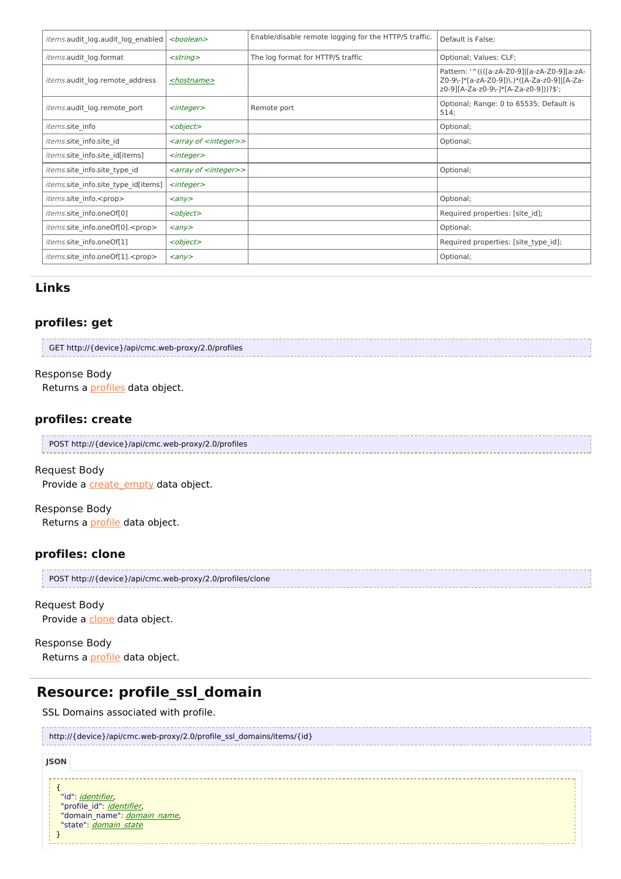| | | | |
|---|---|---|---|
| *items*.audit_log.audit_log_enabled | *<boolean>* | Enable/disable remote logging for the HTTP/S traffic. | Default is False; |
| *items*.audit_log.format | *<string>* | The log format for HTTP/S traffic | Optional; Values: CLF; |
| *items*.audit_log.remote_address | *<hostname>* | | Pattern: '^((([a-zA-Z0-9]\|[a-zA-Z0-9][a-zA-Z0-9\-]*[a-zA-Z0-9])\.)*([A-Za-z0-9]\|[A-Za-z0-9][A-Za-z0-9\-]*[A-Za-z0-9]))?$'; |
| *items*.audit_log.remote_port | *<integer>* | Remote port | Optional; Range: 0 to 65535; Default is 514; |
| *items*.site_info | *<object>* | | Optional; |
| *items*.site_info.site_id | *<array of <integer>>* | | Optional; |
| *items*.site_info.site_id[items] | *<integer>* | | |
| *items*.site_info.site_type_id | *<array of <integer>>* | | Optional; |
| *items*.site_info.site_type_id[items] | *<integer>* | | |
| *items*.site_info.<prop> | *<any>* | | Optional; |
| *items*.site_info.oneOf[0] | *<object>* | | Required properties: [site_id]; |
| *items*.site_info.oneOf[0].<prop> | *<any>* | | Optional; |
| *items*.site_info.oneOf[1] | *<object>* | | Required properties: [site_type_id]; |
| *items*.site_info.oneOf[1].<prop> | *<any>* | | Optional; |

## Links

### profiles: get

```
GET http://{device}/api/cmc.web-proxy/2.0/profiles
```

Response Body

Returns a profiles data object.

### profiles: create

```
POST http://{device}/api/cmc.web-proxy/2.0/profiles
```

Request Body

Provide a create_empty data object.

Response Body

Returns a profile data object.

### profiles: clone

```
POST http://{device}/api/cmc.web-proxy/2.0/profiles/clone
```

Request Body

Provide a clone data object.

Response Body

Returns a profile data object.

## Resource: profile_ssl_domain

SSL Domains associated with profile.

```
http://{device}/api/cmc.web-proxy/2.0/profile_ssl_domains/items/{id}
```

**JSON**

```
{
  "id": identifier,
  "profile_id": identifier,
  "domain_name": domain_name,
  "state": domain_state
}
```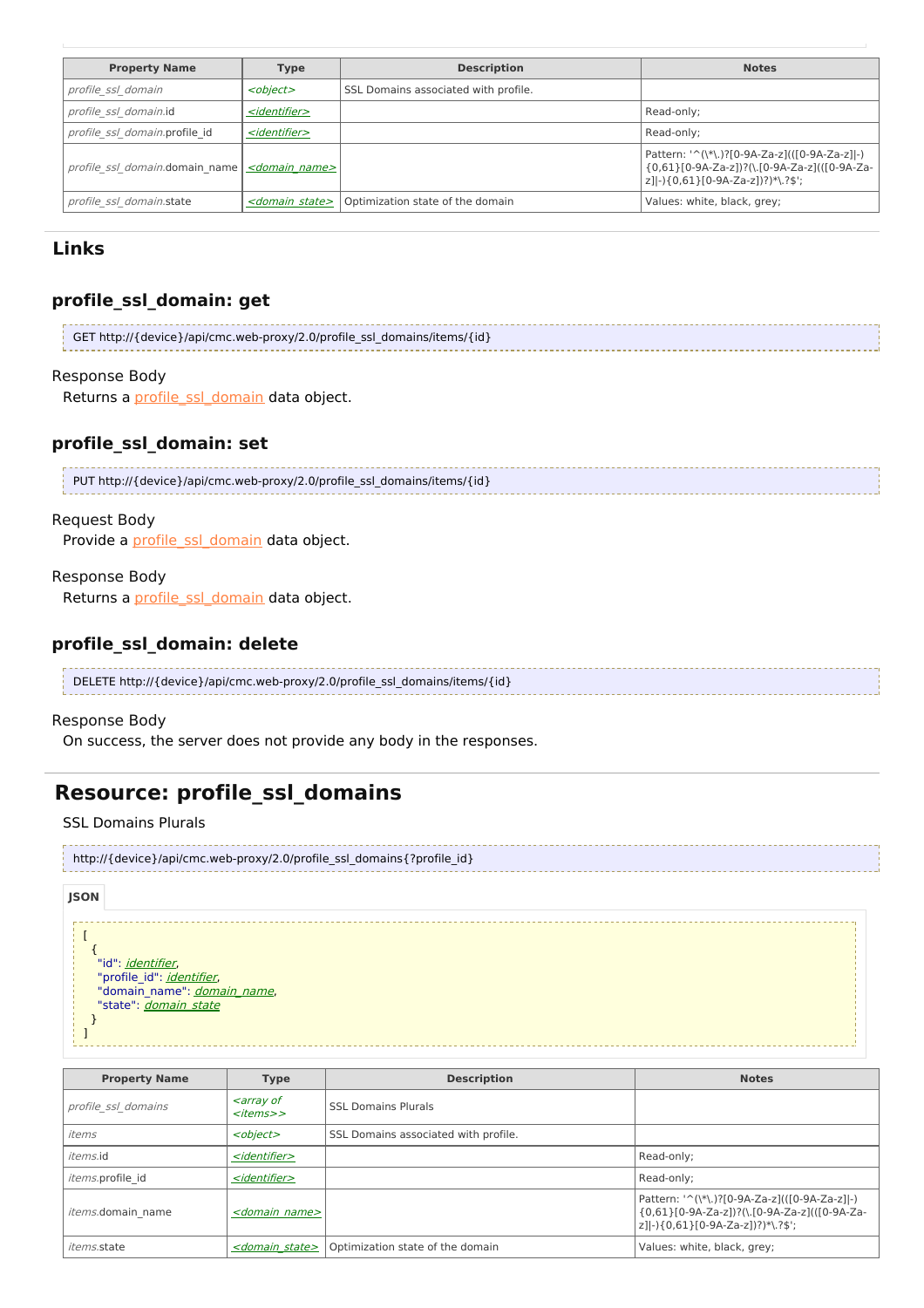| Property Name | Type | Description | Notes |
| --- | --- | --- | --- |
| *profile_ssl_domain* | *<object>* | SSL Domains associated with profile. | |
| *profile_ssl_domain*.id | *<identifier>* | | Read-only; |
| *profile_ssl_domain*.profile_id | *<identifier>* | | Read-only; |
| *profile_ssl_domain*.domain_name | *<domain_name>* | | Pattern: '^(\*\.)?[0-9A-Za-z](([0-9A-Za-z]\|-){0,61}[0-9A-Za-z])?(\.[0-9A-Za-z](([0-9A-Za-z]\|-){0,61}[0-9A-Za-z])?)*\.?$'; |
| *profile_ssl_domain*.state | *<domain_state>* | Optimization state of the domain | Values: white, black, grey; |

## Links

### profile_ssl_domain: get

```
GET http://{device}/api/cmc.web-proxy/2.0/profile_ssl_domains/items/{id}
```

Response Body

Returns a profile_ssl_domain data object.

### profile_ssl_domain: set

```
PUT http://{device}/api/cmc.web-proxy/2.0/profile_ssl_domains/items/{id}
```

Request Body

Provide a profile_ssl_domain data object.

Response Body

Returns a profile_ssl_domain data object.

### profile_ssl_domain: delete

```
DELETE http://{device}/api/cmc.web-proxy/2.0/profile_ssl_domains/items/{id}
```

Response Body

On success, the server does not provide any body in the responses.

# Resource: profile_ssl_domains

SSL Domains Plurals

```
http://{device}/api/cmc.web-proxy/2.0/profile_ssl_domains{?profile_id}
```

**JSON**

```
[
  {
    "id": identifier,
    "profile_id": identifier,
    "domain_name": domain_name,
    "state": domain_state
  }
]
```

| Property Name | Type | Description | Notes |
| --- | --- | --- | --- |
| *profile_ssl_domains* | *<array of <items>>* | SSL Domains Plurals | |
| *items* | *<object>* | SSL Domains associated with profile. | |
| *items*.id | *<identifier>* | | Read-only; |
| *items*.profile_id | *<identifier>* | | Read-only; |
| *items*.domain_name | *<domain_name>* | | Pattern: '^(\*\.)?[0-9A-Za-z](([0-9A-Za-z]\|-){0,61}[0-9A-Za-z])?(\.[0-9A-Za-z](([0-9A-Za-z]\|-){0,61}[0-9A-Za-z])?)*\.?$'; |
| *items*.state | *<domain_state>* | Optimization state of the domain | Values: white, black, grey; |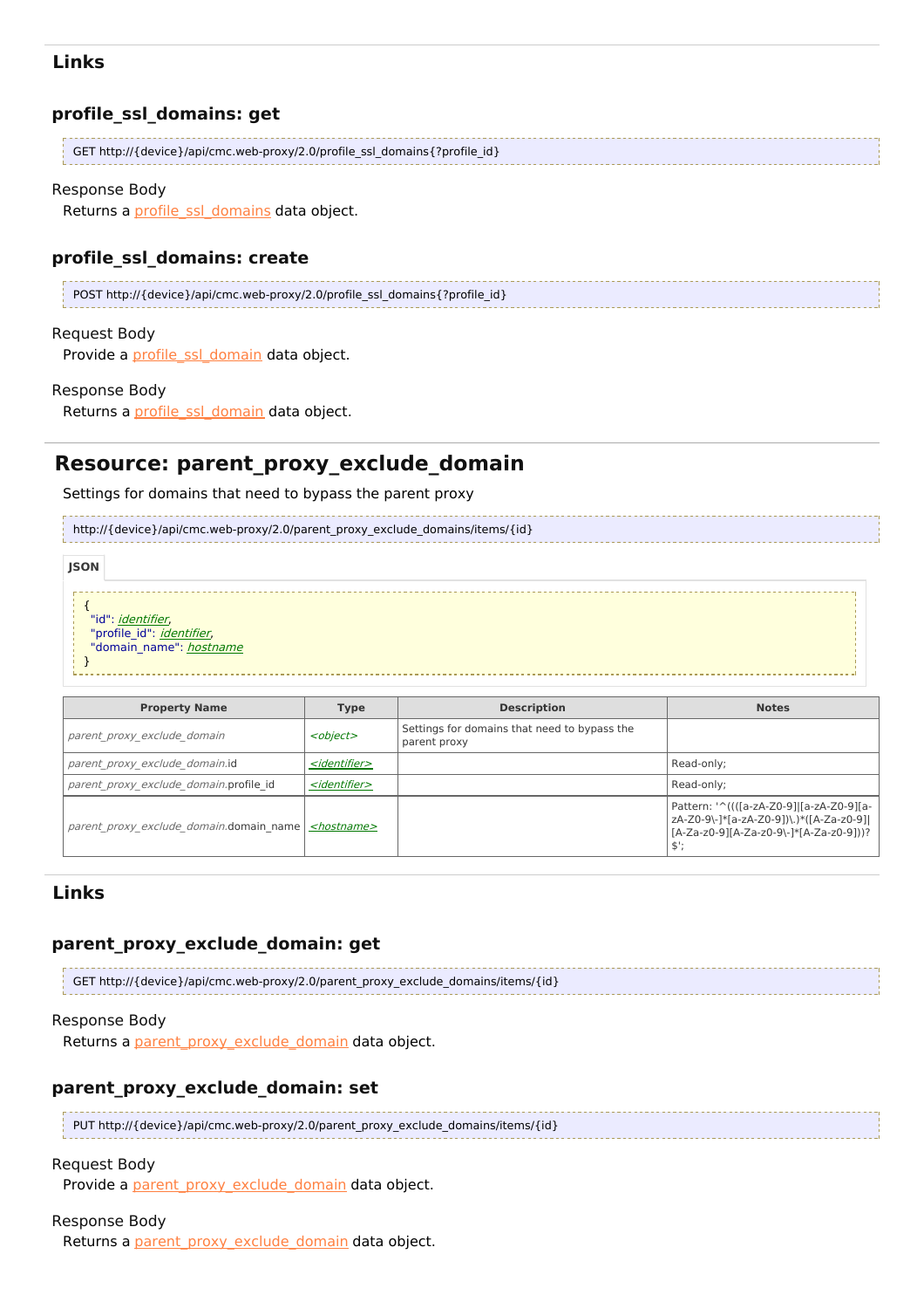## Links

### profile_ssl_domains: get

```
GET http://{device}/api/cmc.web-proxy/2.0/profile_ssl_domains{?profile_id}
```

Response Body

Returns a profile_ssl_domains data object.

### profile_ssl_domains: create

```
POST http://{device}/api/cmc.web-proxy/2.0/profile_ssl_domains{?profile_id}
```

Request Body

Provide a profile_ssl_domain data object.

Response Body

Returns a profile_ssl_domain data object.

# Resource: parent_proxy_exclude_domain

Settings for domains that need to bypass the parent proxy

```
http://{device}/api/cmc.web-proxy/2.0/parent_proxy_exclude_domains/items/{id}
```

**JSON**

```
{
  "id": identifier,
  "profile_id": identifier,
  "domain_name": hostname
}
```

| Property Name | Type | Description | Notes |
| --- | --- | --- | --- |
| *parent_proxy_exclude_domain* | *<object>* | Settings for domains that need to bypass the parent proxy | |
| *parent_proxy_exclude_domain*.id | <identifier> | | Read-only; |
| *parent_proxy_exclude_domain*.profile_id | <identifier> | | Read-only; |
| *parent_proxy_exclude_domain*.domain_name | <hostname> | | Pattern: '^((([a-zA-Z0-9]\|[a-zA-Z0-9][a-zA-Z0-9\-]*[a-zA-Z0-9])\.)*([A-Za-z0-9]\|[A-Za-z0-9][A-Za-z0-9\-]*[A-Za-z0-9]))?$'; |

## Links

### parent_proxy_exclude_domain: get

```
GET http://{device}/api/cmc.web-proxy/2.0/parent_proxy_exclude_domains/items/{id}
```

Response Body

Returns a parent_proxy_exclude_domain data object.

### parent_proxy_exclude_domain: set

```
PUT http://{device}/api/cmc.web-proxy/2.0/parent_proxy_exclude_domains/items/{id}
```

Request Body

Provide a parent_proxy_exclude_domain data object.

Response Body

Returns a parent_proxy_exclude_domain data object.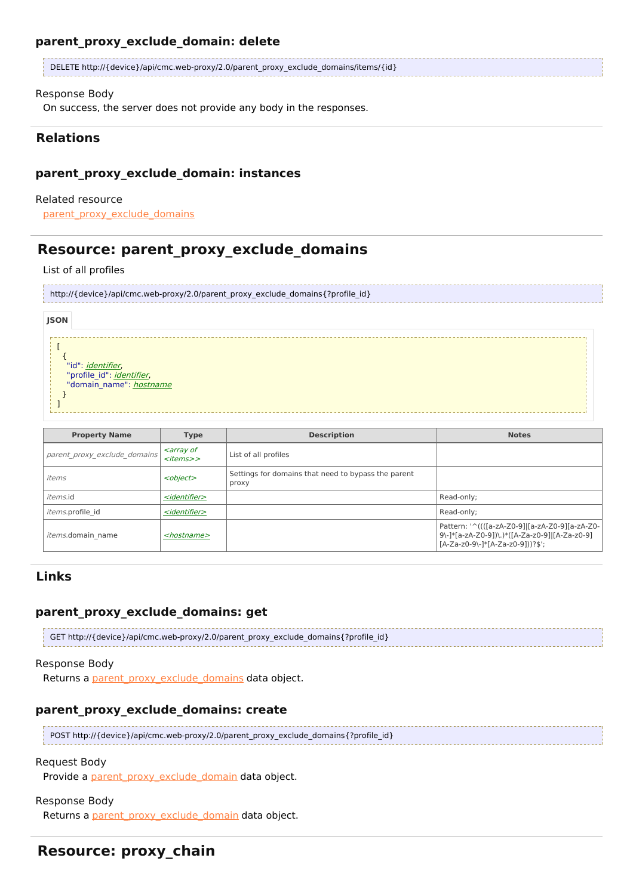### parent_proxy_exclude_domain: delete

```
DELETE http://{device}/api/cmc.web-proxy/2.0/parent_proxy_exclude_domains/items/{id}
```

Response Body

On success, the server does not provide any body in the responses.

## Relations

### parent_proxy_exclude_domain: instances

Related resource

parent_proxy_exclude_domains

## Resource: parent_proxy_exclude_domains

List of all profiles

```
http://{device}/api/cmc.web-proxy/2.0/parent_proxy_exclude_domains{?profile_id}
```

**JSON**

```
[
  {
    "id": identifier,
    "profile_id": identifier,
    "domain_name": hostname
  }
]
```

| Property Name | Type | Description | Notes |
|---|---|---|---|
| *parent_proxy_exclude_domains* | *<array of <items>>* | List of all profiles | |
| *items* | *<object>* | Settings for domains that need to bypass the parent proxy | |
| *items*.id | *<identifier>* | | Read-only; |
| *items*.profile_id | *<identifier>* | | Read-only; |
| *items*.domain_name | *<hostname>* | | Pattern: '^((([a-zA-Z0-9]\|[a-zA-Z0-9][a-zA-Z0-9\-]*[a-zA-Z0-9])\.)*([A-Za-z0-9]\|[A-Za-z0-9][A-Za-z0-9\-]*[A-Za-z0-9]))?$'; |

## Links

### parent_proxy_exclude_domains: get

```
GET http://{device}/api/cmc.web-proxy/2.0/parent_proxy_exclude_domains{?profile_id}
```

Response Body

Returns a parent_proxy_exclude_domains data object.

### parent_proxy_exclude_domains: create

```
POST http://{device}/api/cmc.web-proxy/2.0/parent_proxy_exclude_domains{?profile_id}
```

Request Body

Provide a parent_proxy_exclude_domain data object.

Response Body

Returns a parent_proxy_exclude_domain data object.

## Resource: proxy_chain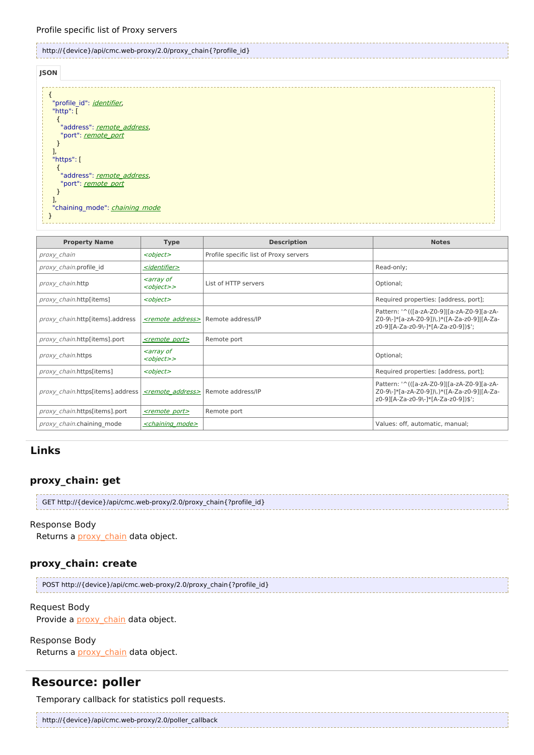Profile specific list of Proxy servers

```
http://{device}/api/cmc.web-proxy/2.0/proxy_chain{?profile_id}
```

**JSON**

```
{
  "profile_id": identifier,
  "http": [
    {
      "address": remote_address,
      "port": remote_port
    }
  ],
  "https": [
    {
      "address": remote_address,
      "port": remote_port
    }
  ],
  "chaining_mode": chaining_mode
}
```

| Property Name | Type | Description | Notes |
|---|---|---|---|
| *proxy_chain* | *<object>* | Profile specific list of Proxy servers | |
| *proxy_chain*.profile_id | *<identifier>* | | Read-only; |
| *proxy_chain*.http | *<array of <object>>* | List of HTTP servers | Optional; |
| *proxy_chain*.http[items] | *<object>* | | Required properties: [address, port]; |
| *proxy_chain*.http[items].address | *<remote_address>* | Remote address/IP | Pattern: '^(([a-zA-Z0-9]\|[a-zA-Z0-9][a-zA-Z0-9\-]*[a-zA-Z0-9])\.)*([A-Za-z0-9]\|[A-Za-z0-9][A-Za-z0-9\-]*[A-Za-z0-9])$'; |
| *proxy_chain*.http[items].port | *<remote_port>* | Remote port | |
| *proxy_chain*.https | *<array of <object>>* | | Optional; |
| *proxy_chain*.https[items] | *<object>* | | Required properties: [address, port]; |
| *proxy_chain*.https[items].address | *<remote_address>* | Remote address/IP | Pattern: '^(([a-zA-Z0-9]\|[a-zA-Z0-9][a-zA-Z0-9\-]*[a-zA-Z0-9])\.)*([A-Za-z0-9]\|[A-Za-z0-9][A-Za-z0-9\-]*[A-Za-z0-9])$'; |
| *proxy_chain*.https[items].port | *<remote_port>* | Remote port | |
| *proxy_chain*.chaining_mode | *<chaining_mode>* | | Values: off, automatic, manual; |

## Links

### proxy_chain: get

```
GET http://{device}/api/cmc.web-proxy/2.0/proxy_chain{?profile_id}
```

Response Body

Returns a proxy_chain data object.

### proxy_chain: create

```
POST http://{device}/api/cmc.web-proxy/2.0/proxy_chain{?profile_id}
```

Request Body

Provide a proxy_chain data object.

Response Body

Returns a proxy_chain data object.

## Resource: poller

Temporary callback for statistics poll requests.

```
http://{device}/api/cmc.web-proxy/2.0/poller_callback
```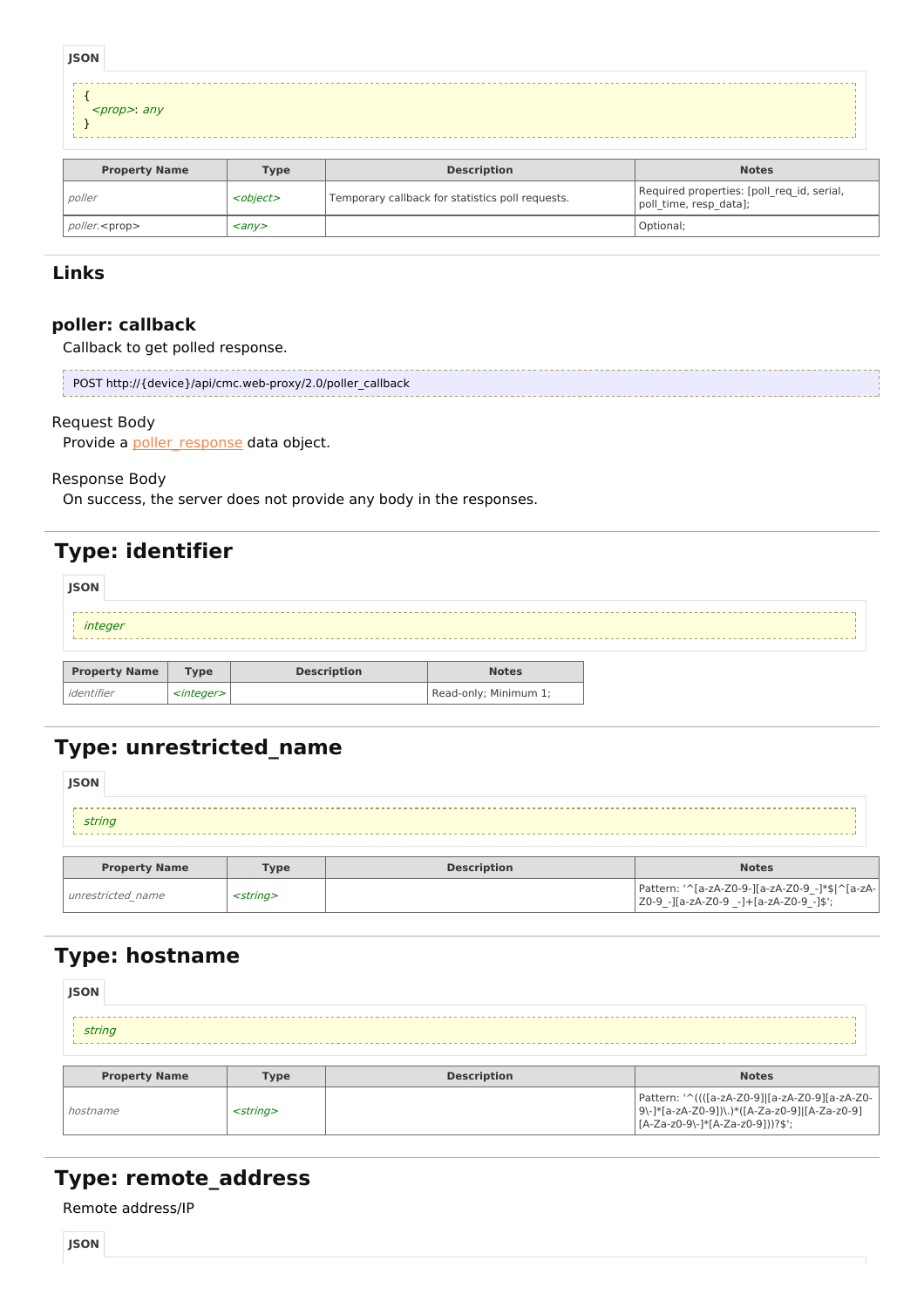JSON

```
{
  <prop>: any
}
```

| Property Name | Type | Description | Notes |
|---|---|---|---|
| *poller* | *<object>* | Temporary callback for statistics poll requests. | Required properties: [poll_req_id, serial, poll_time, resp_data]; |
| *poller.*<prop> | *<any>* | | Optional; |

## Links

### poller: callback

Callback to get polled response.

```
POST http://{device}/api/cmc.web-proxy/2.0/poller_callback
```

Request Body

Provide a poller_response data object.

Response Body

On success, the server does not provide any body in the responses.

## Type: identifier

JSON

```
integer
```

| Property Name | Type | Description | Notes |
|---|---|---|---|
| *identifier* | *<integer>* | | Read-only; Minimum 1; |

## Type: unrestricted_name

JSON

```
string
```

| Property Name | Type | Description | Notes |
|---|---|---|---|
| *unrestricted_name* | *<string>* | | Pattern: '^[a-zA-Z0-9-][a-zA-Z0-9_-]*$\|^[a-zA-Z0-9_-][a-zA-Z0-9 _-]+[a-zA-Z0-9_-]$'; |

## Type: hostname

JSON

```
string
```

| Property Name | Type | Description | Notes |
|---|---|---|---|
| *hostname* | *<string>* | | Pattern: '^((([a-zA-Z0-9]\|[a-zA-Z0-9][a-zA-Z0-9\-]*[a-zA-Z0-9])\.)*([A-Za-z0-9]\|[A-Za-z0-9][A-Za-z0-9\-]*[A-Za-z0-9]))?$'; |

## Type: remote_address

Remote address/IP

JSON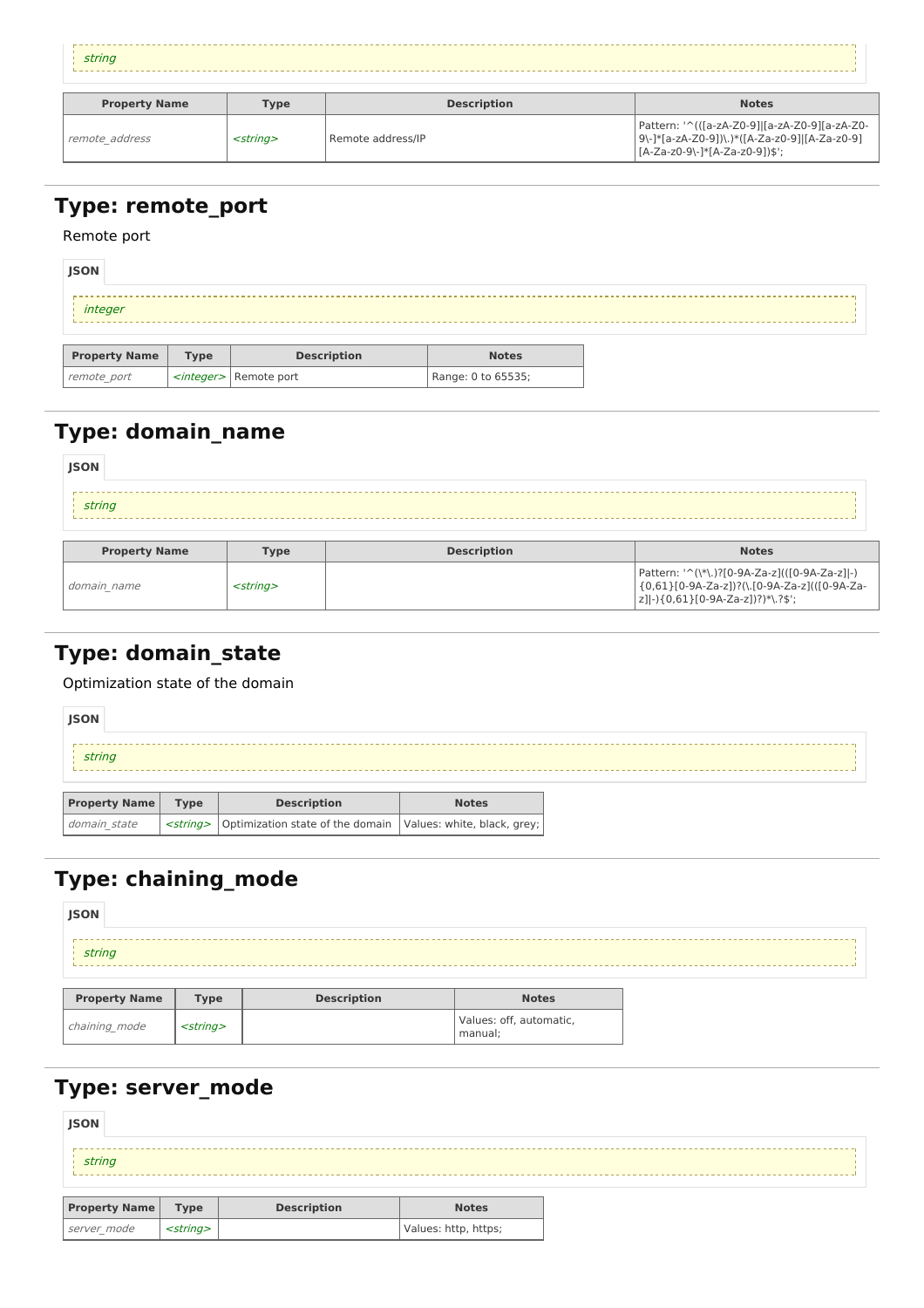```
string
```

| Property Name | Type | Description | Notes |
| --- | --- | --- | --- |
| *remote_address* | *<string>* | Remote address/IP | Pattern: '^(([a-zA-Z0-9]\|[a-zA-Z0-9][a-zA-Z0-9\-]*[a-zA-Z0-9])\.)*([A-Za-z0-9]\|[A-Za-z0-9][A-Za-z0-9\-]*[A-Za-z0-9])$'; |

## Type: remote_port

Remote port

JSON

```
integer
```

| Property Name | Type | Description | Notes |
| --- | --- | --- | --- |
| *remote_port* | *<integer>* | Remote port | Range: 0 to 65535; |

## Type: domain_name

JSON

```
string
```

| Property Name | Type | Description | Notes |
| --- | --- | --- | --- |
| *domain_name* | *<string>* | | Pattern: '^(\*\.)?[0-9A-Za-z](([0-9A-Za-z]\|-){0,61}[0-9A-Za-z])?(\.[0-9A-Za-z](([0-9A-Za-z]\|-){0,61}[0-9A-Za-z])?)*\.?$'; |

## Type: domain_state

Optimization state of the domain

JSON

```
string
```

| Property Name | Type | Description | Notes |
| --- | --- | --- | --- |
| *domain_state* | *<string>* | Optimization state of the domain | Values: white, black, grey; |

## Type: chaining_mode

JSON

```
string
```

| Property Name | Type | Description | Notes |
| --- | --- | --- | --- |
| *chaining_mode* | *<string>* | | Values: off, automatic, manual; |

## Type: server_mode

JSON

```
string
```

| Property Name | Type | Description | Notes |
| --- | --- | --- | --- |
| *server_mode* | *<string>* | | Values: http, https; |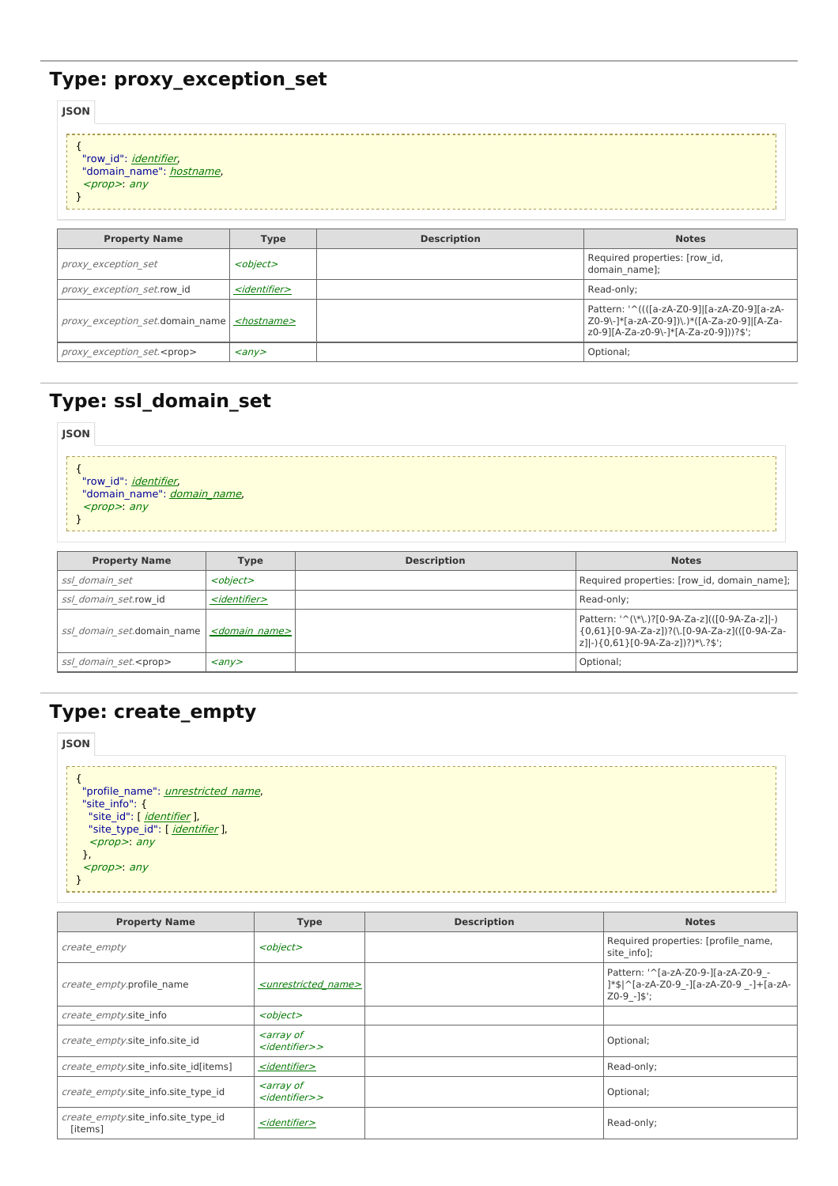## Type: proxy_exception_set

JSON

```
{
  "row_id": identifier,
  "domain_name": hostname,
  <prop>: any
}
```

| Property Name | Type | Description | Notes |
| --- | --- | --- | --- |
| *proxy_exception_set* | *<object>* | | Required properties: [row_id, domain_name]; |
| *proxy_exception_set.*row_id | *<identifier>* | | Read-only; |
| *proxy_exception_set.*domain_name | *<hostname>* | | Pattern: '^((([a-zA-Z0-9]\|[a-zA-Z0-9][a-zA-Z0-9\-]*[a-zA-Z0-9])\.)*([A-Za-z0-9]\|[A-Za-z0-9][A-Za-z0-9\-]*[A-Za-z0-9]))?$'; |
| *proxy_exception_set.*<prop> | *<any>* | | Optional; |

## Type: ssl_domain_set

JSON

```
{
  "row_id": identifier,
  "domain_name": domain_name,
  <prop>: any
}
```

| Property Name | Type | Description | Notes |
| --- | --- | --- | --- |
| *ssl_domain_set* | *<object>* | | Required properties: [row_id, domain_name]; |
| *ssl_domain_set.*row_id | *<identifier>* | | Read-only; |
| *ssl_domain_set.*domain_name | *<domain_name>* | | Pattern: '^(\*\.)?[0-9A-Za-z](([0-9A-Za-z]\|-){0,61}[0-9A-Za-z])?(\.[0-9A-Za-z](([0-9A-Za-z]\|-){0,61}[0-9A-Za-z])?)*\.?$'; |
| *ssl_domain_set.*<prop> | *<any>* | | Optional; |

## Type: create_empty

JSON

```
{
  "profile_name": unrestricted_name,
  "site_info": {
    "site_id": [ identifier ],
    "site_type_id": [ identifier ],
    <prop>: any
  },
  <prop>: any
}
```

| Property Name | Type | Description | Notes |
| --- | --- | --- | --- |
| *create_empty* | *<object>* | | Required properties: [profile_name, site_info]; |
| *create_empty.*profile_name | *<unrestricted_name>* | | Pattern: '^[a-zA-Z0-9-][a-zA-Z0-9_-]*$\|^[a-zA-Z0-9_-][a-zA-Z0-9 _-]+[a-zA-Z0-9_-]$'; |
| *create_empty.*site_info | *<object>* | | |
| *create_empty.*site_info.site_id | *<array of <identifier>>* | | Optional; |
| *create_empty.*site_info.site_id[items] | *<identifier>* | | Read-only; |
| *create_empty.*site_info.site_type_id | *<array of <identifier>>* | | Optional; |
| *create_empty.*site_info.site_type_id [items] | *<identifier>* | | Read-only; |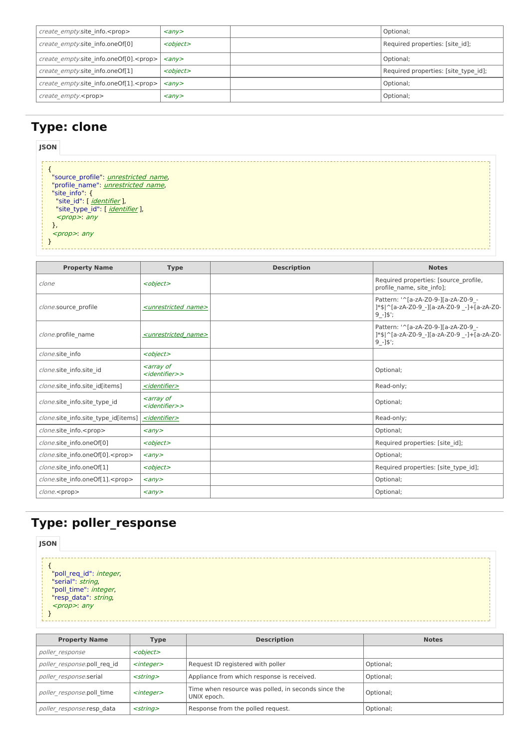| | | | |
|---|---|---|---|
| *create_empty*.site_info.<prop> | *<any>* | | Optional; |
| *create_empty*.site_info.oneOf[0] | *<object>* | | Required properties: [site_id]; |
| *create_empty*.site_info.oneOf[0].<prop> | *<any>* | | Optional; |
| *create_empty*.site_info.oneOf[1] | *<object>* | | Required properties: [site_type_id]; |
| *create_empty*.site_info.oneOf[1].<prop> | *<any>* | | Optional; |
| *create_empty*.<prop> | *<any>* | | Optional; |

# Type: clone

**JSON**

```
{
  "source_profile": unrestricted_name,
  "profile_name": unrestricted_name,
  "site_info": {
    "site_id": [ identifier ],
    "site_type_id": [ identifier ],
    <prop>: any
  },
  <prop>: any
}
```

| Property Name | Type | Description | Notes |
|---|---|---|---|
| *clone* | *<object>* | | Required properties: [source_profile, profile_name, site_info]; |
| *clone*.source_profile | *<unrestricted_name>* | | Pattern: '^[a-zA-Z0-9-][a-zA-Z0-9_-]*$\|^[a-zA-Z0-9_-][a-zA-Z0-9 _-]+[a-zA-Z0-9_-]$'; |
| *clone*.profile_name | *<unrestricted_name>* | | Pattern: '^[a-zA-Z0-9-][a-zA-Z0-9_-]*$\|^[a-zA-Z0-9_-][a-zA-Z0-9 _-]+[a-zA-Z0-9_-]$'; |
| *clone*.site_info | *<object>* | | |
| *clone*.site_info.site_id | *<array of <identifier>>* | | Optional; |
| *clone*.site_info.site_id[items] | *<identifier>* | | Read-only; |
| *clone*.site_info.site_type_id | *<array of <identifier>>* | | Optional; |
| *clone*.site_info.site_type_id[items] | *<identifier>* | | Read-only; |
| *clone*.site_info.<prop> | *<any>* | | Optional; |
| *clone*.site_info.oneOf[0] | *<object>* | | Required properties: [site_id]; |
| *clone*.site_info.oneOf[0].<prop> | *<any>* | | Optional; |
| *clone*.site_info.oneOf[1] | *<object>* | | Required properties: [site_type_id]; |
| *clone*.site_info.oneOf[1].<prop> | *<any>* | | Optional; |
| *clone*.<prop> | *<any>* | | Optional; |

# Type: poller_response

**JSON**

```
{
  "poll_req_id": integer,
  "serial": string,
  "poll_time": integer,
  "resp_data": string,
  <prop>: any
}
```

| Property Name | Type | Description | Notes |
|---|---|---|---|
| *poller_response* | *<object>* | | |
| *poller_response*.poll_req_id | *<integer>* | Request ID registered with poller | Optional; |
| *poller_response*.serial | *<string>* | Appliance from which response is received. | Optional; |
| *poller_response*.poll_time | *<integer>* | Time when resource was polled, in seconds since the UNIX epoch. | Optional; |
| *poller_response*.resp_data | *<string>* | Response from the polled request. | Optional; |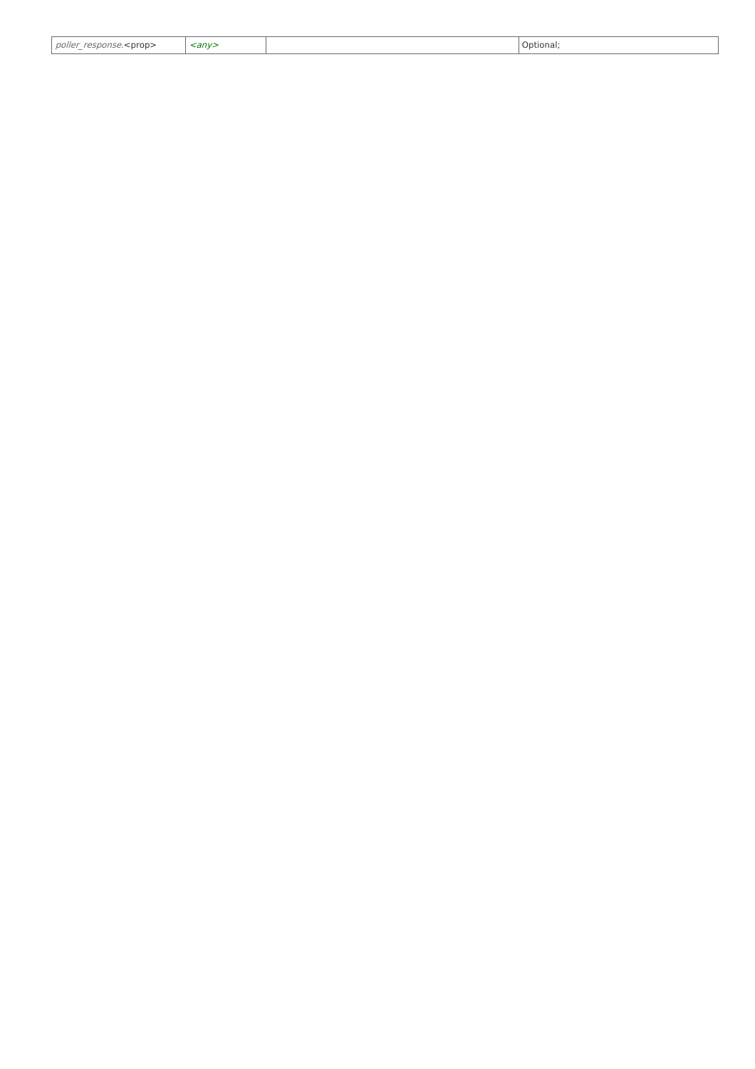| | | | |
|---|---|---|---|
| *poller_response*.<prop> | *<any>* | | Optional; |